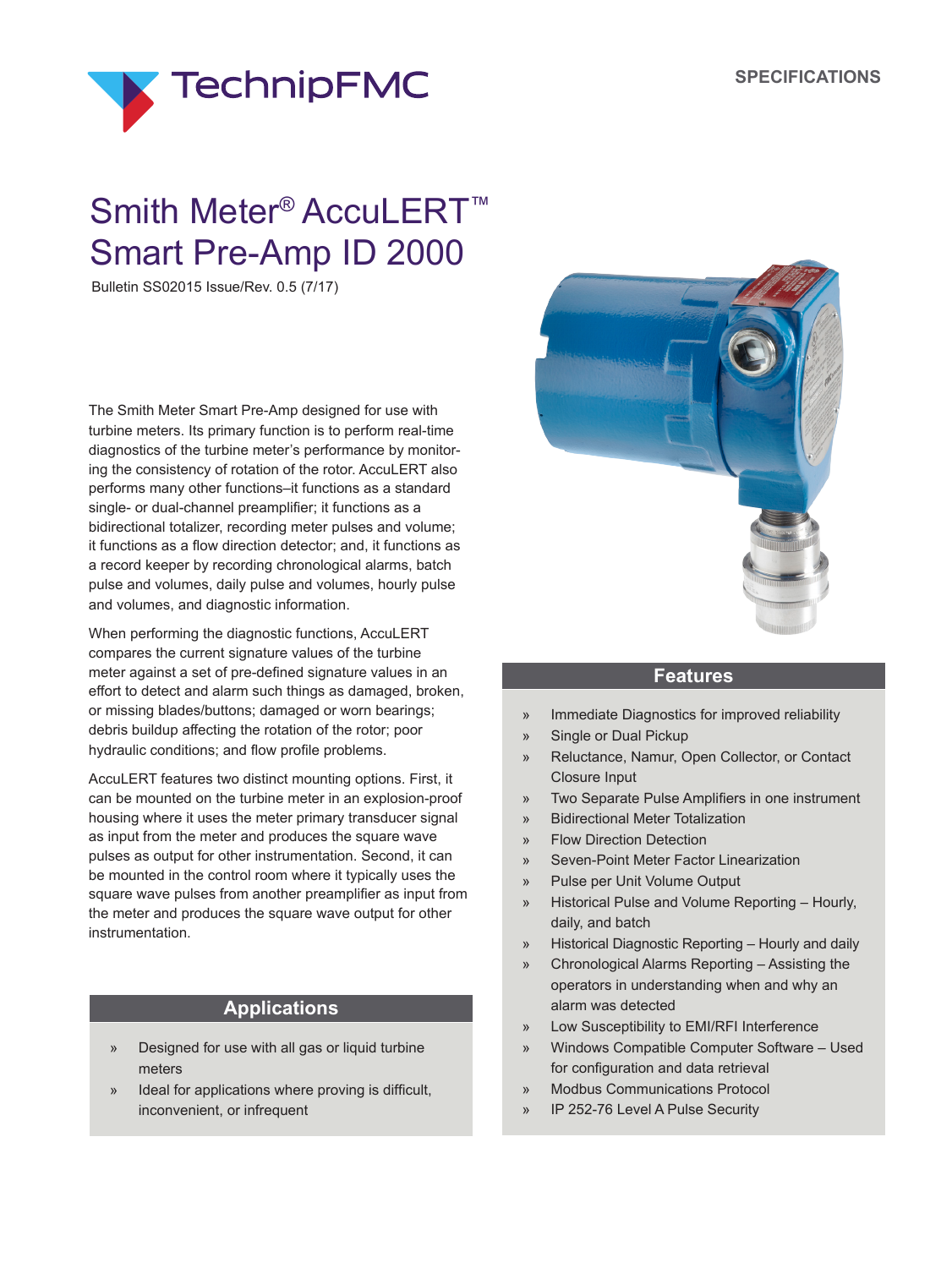SPECIFICATIONS

# Smith Meter® AccuLERT™ Smart Pre-Amp ID 2000

Bulletin SS02015 Issue/Rev. 0.5 (7/17)

The Smith Meter Smart Pre-Amp designed for use with turbine meters. Its primary function is to perform real-time diagnostics of the turbine meter's performance by monitoring the consistency of rotation of the rotor. AccuLERT also performs many other functions–it functions as a standard single- or dual-channel preamplifier; it functions as a bidirectional totalizer, recording meter pulses and volume; it functions as a flow direction detector; and, it functions as a record keeper by recording chronological alarms, batch pulse and volumes, daily pulse and volumes, hourly pulse and volumes, and diagnostic information.

When performing the diagnostic functions, AccuLERT compares the current signature values of the turbine meter against a set of pre-defined signature values in an effort to detect and alarm such things as damaged, broken, or missing blades/buttons; damaged or worn bearings; debris buildup affecting the rotation of the rotor; poor hydraulic conditions; and flow profile problems.

AccuLERT features two distinct mounting options. First, it can be mounted on the turbine meter in an explosion-proof housing where it uses the meter primary transducer signal as input from the meter and produces the square wave pulses as output for other instrumentation. Second, it can be mounted in the control room where it typically uses the square wave pulses from another preamplifier as input from the meter and produces the square wave output for other instrumentation.

## Applications

- Designed for use with all gas or liquid turbine meters
- Ideal for applications where proving is difficult, inconvenient, or infrequent

## Features

- Immediate Diagnostics for improved reliability
- Single or Dual Pickup
- Reluctance, Namur, Open Collector, or Contact Closure Input
- Two Separate Pulse Amplifiers in one instrument
- Bidirectional Meter Totalization
- Flow Direction Detection
- Seven-Point Meter Factor Linearization
- Pulse per Unit Volume Output
- Historical Pulse and Volume Reporting – Hourly, daily, and batch
- Historical Diagnostic Reporting – Hourly and daily
- Chronological Alarms Reporting – Assisting the operators in understanding when and why an alarm was detected
- Low Susceptibility to EMI/RFI Interference
- Windows Compatible Computer Software – Used for configuration and data retrieval
- Modbus Communications Protocol
- IP 252-76 Level A Pulse Security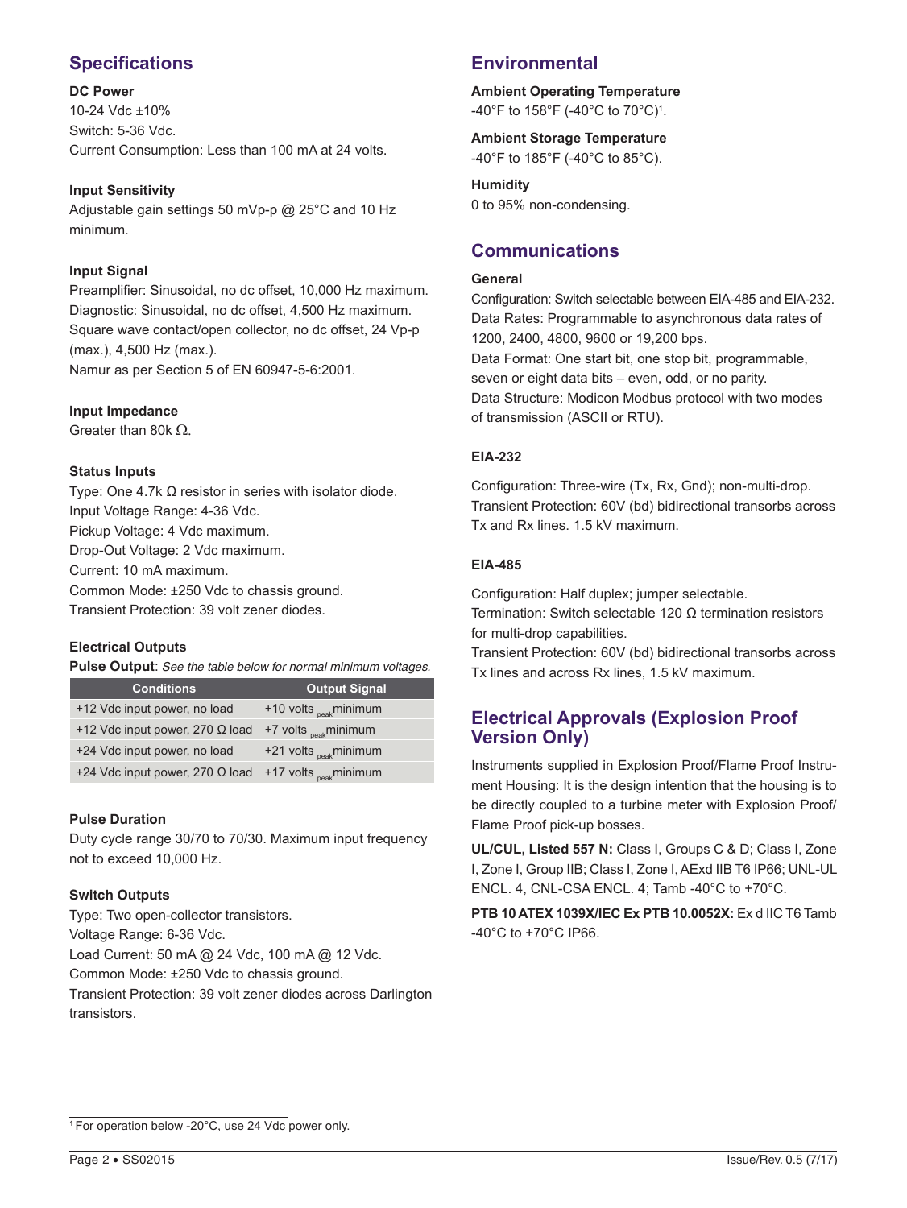## Specifications

**DC Power**
10-24 Vdc ±10%
Switch: 5-36 Vdc.
Current Consumption: Less than 100 mA at 24 volts.

**Input Sensitivity**
Adjustable gain settings 50 mVp-p @ 25°C and 10 Hz minimum.

**Input Signal**
Preamplifier: Sinusoidal, no dc offset, 10,000 Hz maximum.
Diagnostic: Sinusoidal, no dc offset, 4,500 Hz maximum.
Square wave contact/open collector, no dc offset, 24 Vp-p (max.), 4,500 Hz (max.).
Namur as per Section 5 of EN 60947-5-6:2001.

**Input Impedance**
Greater than 80k Ω.

**Status Inputs**
Type: One 4.7k Ω resistor in series with isolator diode.
Input Voltage Range: 4-36 Vdc.
Pickup Voltage: 4 Vdc maximum.
Drop-Out Voltage: 2 Vdc maximum.
Current: 10 mA maximum.
Common Mode: ±250 Vdc to chassis ground.
Transient Protection: 39 volt zener diodes.

**Electrical Outputs**
**Pulse Output**: *See the table below for normal minimum voltages.*

| Conditions | Output Signal |
|---|---|
| +12 Vdc input power, no load | +10 volts $_{peak}$ minimum |
| +12 Vdc input power, 270 Ω load | +7 volts $_{peak}$ minimum |
| +24 Vdc input power, no load | +21 volts $_{peak}$ minimum |
| +24 Vdc input power, 270 Ω load | +17 volts $_{peak}$ minimum |

**Pulse Duration**
Duty cycle range 30/70 to 70/30. Maximum input frequency not to exceed 10,000 Hz.

**Switch Outputs**
Type: Two open-collector transistors.
Voltage Range: 6-36 Vdc.
Load Current: 50 mA @ 24 Vdc, 100 mA @ 12 Vdc.
Common Mode: ±250 Vdc to chassis ground.
Transient Protection: 39 volt zener diodes across Darlington transistors.

## Environmental

**Ambient Operating Temperature**
-40°F to 158°F (-40°C to 70°C)[1].

**Ambient Storage Temperature**
-40°F to 185°F (-40°C to 85°C).

**Humidity**
0 to 95% non-condensing.

## Communications

**General**
Configuration: Switch selectable between EIA-485 and EIA-232.
Data Rates: Programmable to asynchronous data rates of 1200, 2400, 4800, 9600 or 19,200 bps.
Data Format: One start bit, one stop bit, programmable, seven or eight data bits – even, odd, or no parity.
Data Structure: Modicon Modbus protocol with two modes of transmission (ASCII or RTU).

**EIA-232**

Configuration: Three-wire (Tx, Rx, Gnd); non-multi-drop.
Transient Protection: 60V (bd) bidirectional transorbs across Tx and Rx lines. 1.5 kV maximum.

**EIA-485**

Configuration: Half duplex; jumper selectable.
Termination: Switch selectable 120 Ω termination resistors for multi-drop capabilities.
Transient Protection: 60V (bd) bidirectional transorbs across Tx lines and across Rx lines, 1.5 kV maximum.

## Electrical Approvals (Explosion Proof Version Only)

Instruments supplied in Explosion Proof/Flame Proof Instrument Housing: It is the design intention that the housing is to be directly coupled to a turbine meter with Explosion Proof/ Flame Proof pick-up bosses.

**UL/CUL, Listed 557 N:** Class I, Groups C & D; Class I, Zone I, Zone I, Group IIB; Class I, Zone I, AExd IIB T6 IP66; UNL-UL ENCL. 4, CNL-CSA ENCL. 4; Tamb -40°C to +70°C.

**PTB 10 ATEX 1039X/IEC Ex PTB 10.0052X:** Ex d IIC T6 Tamb -40°C to +70°C IP66.

[1] For operation below -20°C, use 24 Vdc power only.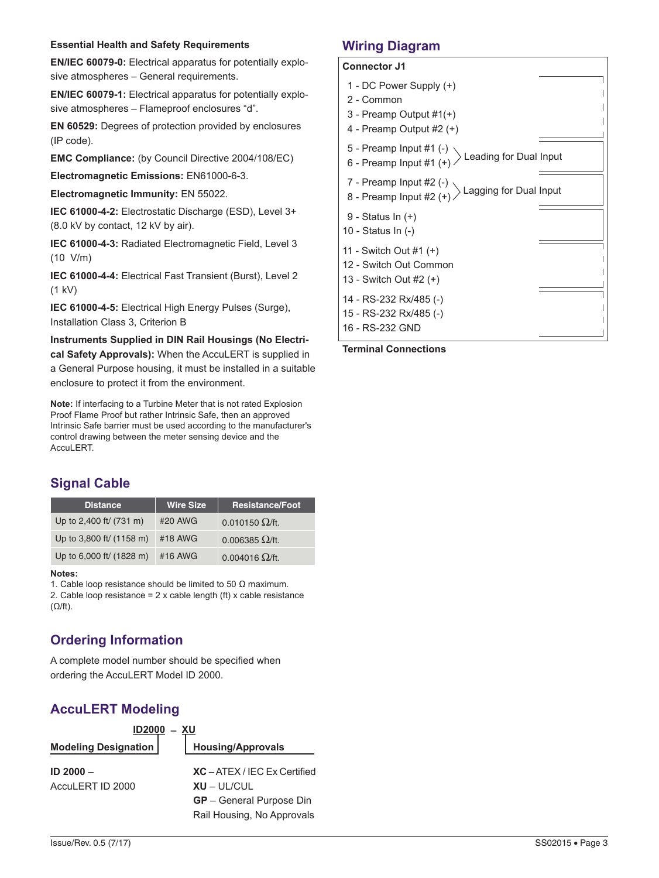**Essential Health and Safety Requirements**

**EN/IEC 60079-0:** Electrical apparatus for potentially explosive atmospheres – General requirements.

**EN/IEC 60079-1:** Electrical apparatus for potentially explosive atmospheres – Flameproof enclosures "d".

**EN 60529:** Degrees of protection provided by enclosures (IP code).

**EMC Compliance:** (by Council Directive 2004/108/EC)

**Electromagnetic Emissions:** EN61000-6-3.

**Electromagnetic Immunity:** EN 55022.

**IEC 61000-4-2:** Electrostatic Discharge (ESD), Level 3+ (8.0 kV by contact, 12 kV by air).

**IEC 61000-4-3:** Radiated Electromagnetic Field, Level 3 (10 V/m)

**IEC 61000-4-4:** Electrical Fast Transient (Burst), Level 2 (1 kV)

**IEC 61000-4-5:** Electrical High Energy Pulses (Surge), Installation Class 3, Criterion B

**Instruments Supplied in DIN Rail Housings (No Electrical Safety Approvals):** When the AccuLERT is supplied in a General Purpose housing, it must be installed in a suitable enclosure to protect it from the environment.

**Note:** If interfacing to a Turbine Meter that is not rated Explosion Proof Flame Proof but rather Intrinsic Safe, then an approved Intrinsic Safe barrier must be used according to the manufacturer's control drawing between the meter sensing device and the AccuLERT.

## Signal Cable

| Distance | Wire Size | Resistance/Foot |
|---|---|---|
| Up to 2,400 ft/ (731 m) | #20 AWG | 0.010150 Ω/ft. |
| Up to 3,800 ft/ (1158 m) | #18 AWG | 0.006385 Ω/ft. |
| Up to 6,000 ft/ (1828 m) | #16 AWG | 0.004016 Ω/ft. |

**Notes:**
1. Cable loop resistance should be limited to 50 Ω maximum.
2. Cable loop resistance = 2 x cable length (ft) x cable resistance (Ω/ft).

## Ordering Information

A complete model number should be specified when ordering the AccuLERT Model ID 2000.

## AccuLERT Modeling

ID2000 – XU

**Modeling Designation**

**ID 2000** –
AccuLERT ID 2000

**Housing/Approvals**

**XC** – ATEX / IEC Ex Certified
**XU** – UL/CUL
**GP** – General Purpose Din Rail Housing, No Approvals

## Wiring Diagram

**Connector J1**

1 - DC Power Supply (+)
2 - Common
3 - Preamp Output #1(+)
4 - Preamp Output #2 (+)

5 - Preamp Input #1 (-)
6 - Preamp Input #1 (+)
Leading for Dual Input

7 - Preamp Input #2 (-)
8 - Preamp Input #2 (+)
Lagging for Dual Input

9 - Status In (+)
10 - Status In (-)

11 - Switch Out #1 (+)
12 - Switch Out Common
13 - Switch Out #2 (+)

14 - RS-232 Rx/485 (-)
15 - RS-232 Rx/485 (-)
16 - RS-232 GND

**Terminal Connections**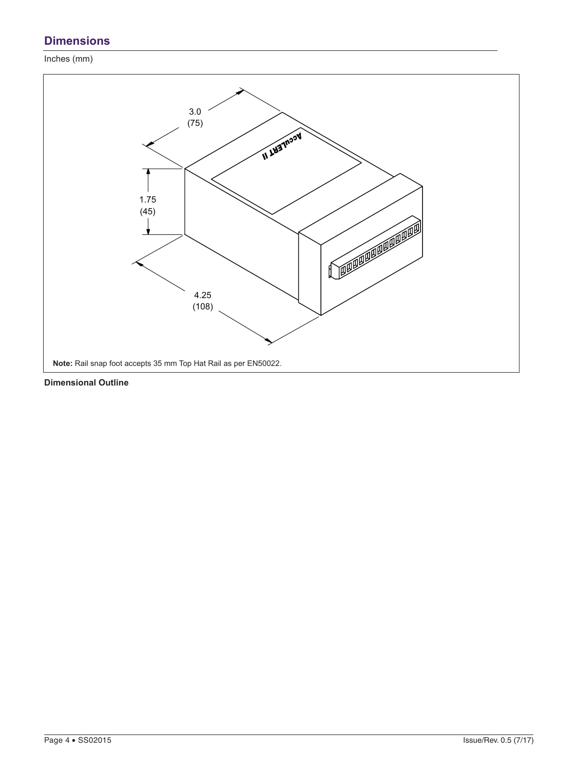## Dimensions

Inches (mm)

3.0
(75)

AccuLERT II

1.75
(45)

4.25
(108)

**Note:** Rail snap foot accepts 35 mm Top Hat Rail as per EN50022.

**Dimensional Outline**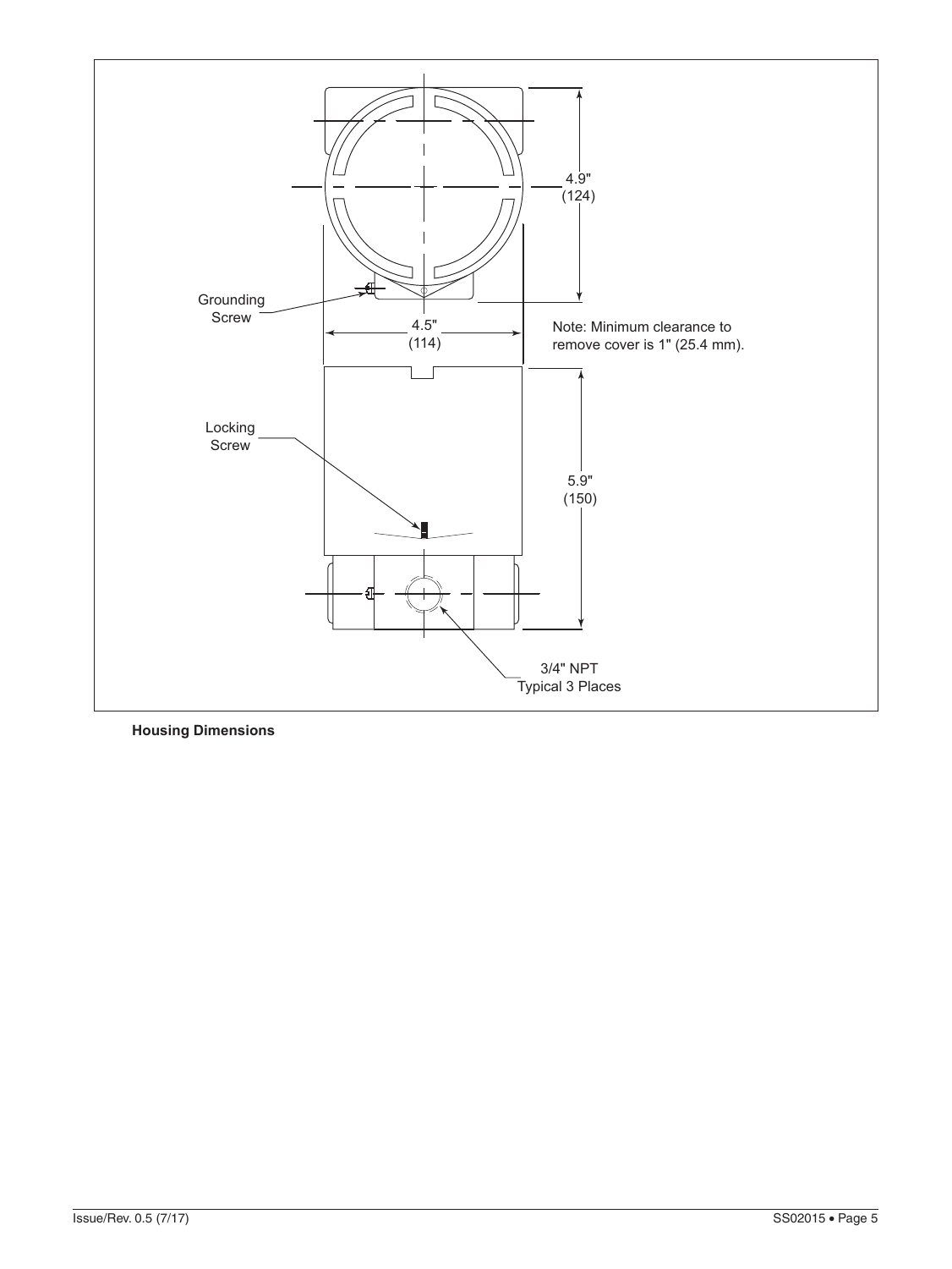4.9"
(124)

Grounding
Screw

4.5"
(114)

Note: Minimum clearance to remove cover is 1" (25.4 mm).

Locking
Screw

5.9"
(150)

3/4" NPT
Typical 3 Places

**Housing Dimensions**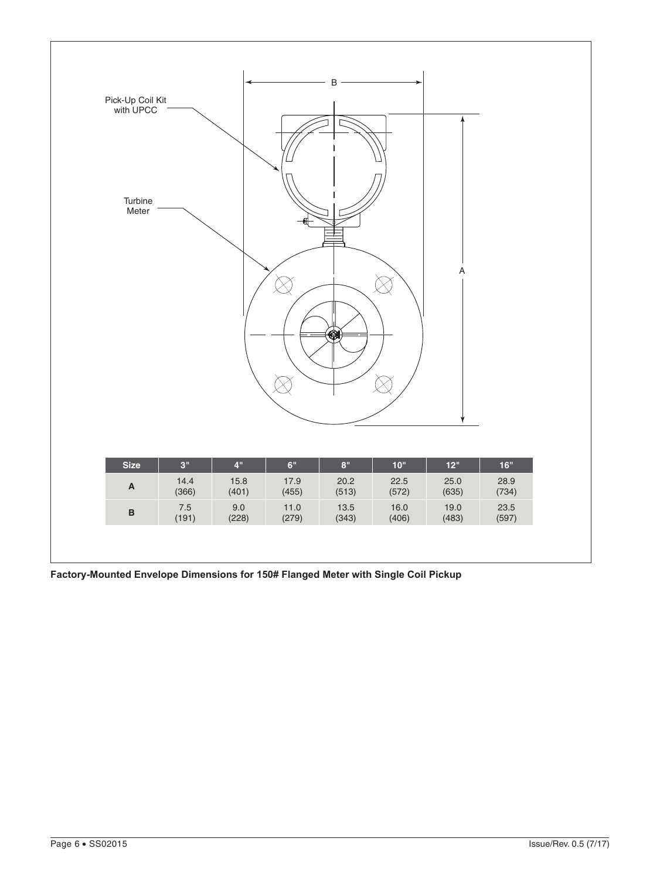Pick-Up Coil Kit with UPCC

Turbine Meter

B

A

| Size | 3" | 4" | 6" | 8" | 10" | 12" | 16" |
|---|---|---|---|---|---|---|---|
| A | 14.4 (366) | 15.8 (401) | 17.9 (455) | 20.2 (513) | 22.5 (572) | 25.0 (635) | 28.9 (734) |
| B | 7.5 (191) | 9.0 (228) | 11.0 (279) | 13.5 (343) | 16.0 (406) | 19.0 (483) | 23.5 (597) |

**Factory-Mounted Envelope Dimensions for 150# Flanged Meter with Single Coil Pickup**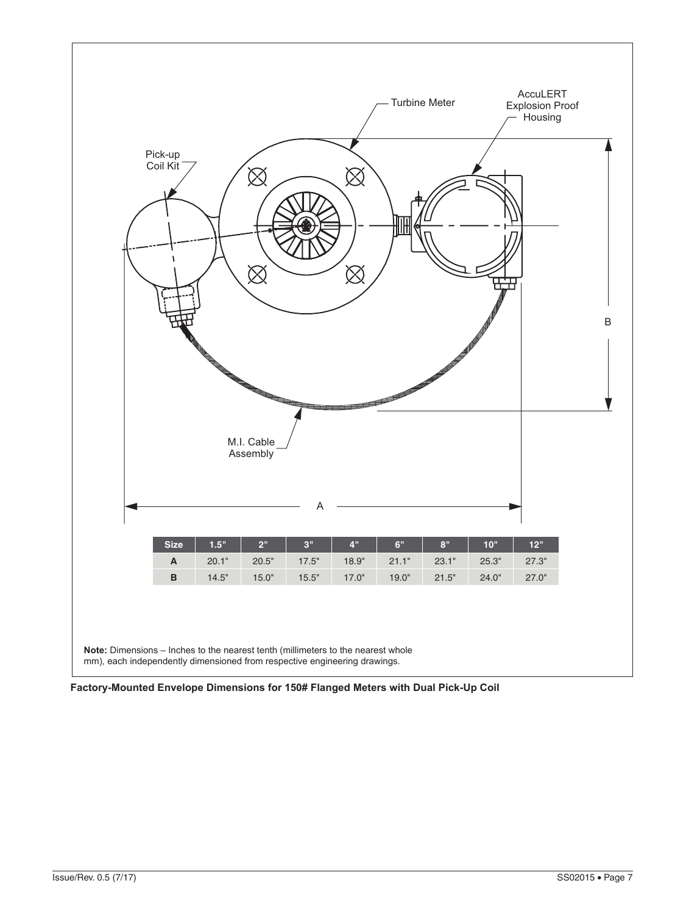Turbine Meter

AccuLERT
Explosion Proof
Housing

Pick-up
Coil Kit

B

M.I. Cable
Assembly

A

| Size | 1.5" | 2" | 3" | 4" | 6" | 8" | 10" | 12" |
|---|---|---|---|---|---|---|---|---|
| A | 20.1" | 20.5" | 17.5" | 18.9" | 21.1" | 23.1" | 25.3" | 27.3" |
| B | 14.5" | 15.0" | 15.5" | 17.0" | 19.0" | 21.5" | 24.0" | 27.0" |

**Note:** Dimensions – Inches to the nearest tenth (millimeters to the nearest whole mm), each independently dimensioned from respective engineering drawings.

**Factory-Mounted Envelope Dimensions for 150# Flanged Meters with Dual Pick-Up Coil**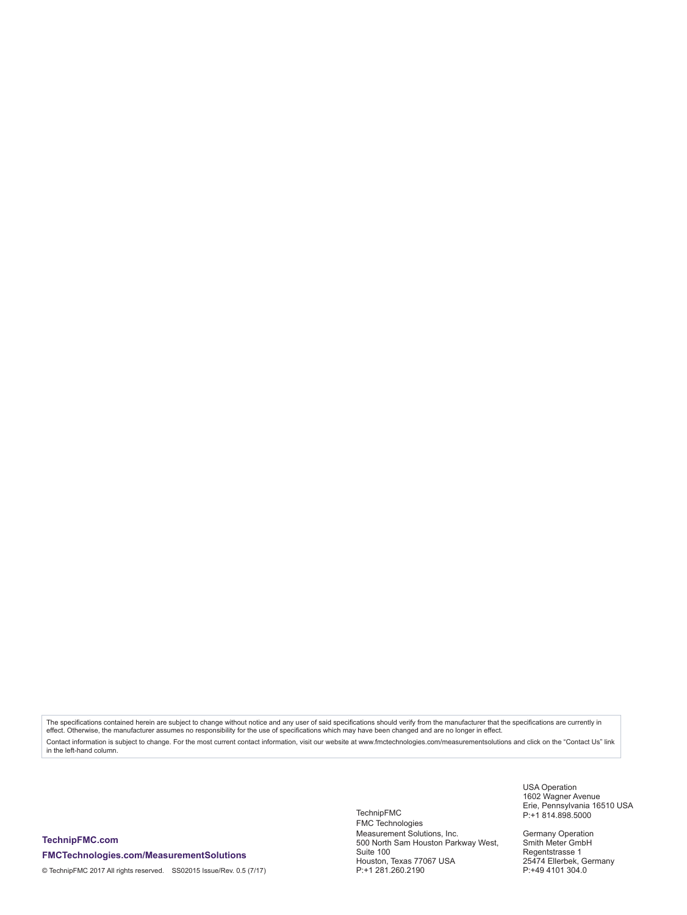The specifications contained herein are subject to change without notice and any user of said specifications should verify from the manufacturer that the specifications are currently in effect. Otherwise, the manufacturer assumes no responsibility for the use of specifications which may have been changed and are no longer in effect.

Contact information is subject to change. For the most current contact information, visit our website at www.fmctechnologies.com/measurementsolutions and click on the "Contact Us" link in the left-hand column.

**TechnipFMC.com**

**FMCTechnologies.com/MeasurementSolutions**

© TechnipFMC 2017 All rights reserved. SS02015 Issue/Rev. 0.5 (7/17)

TechnipFMC
FMC Technologies
Measurement Solutions, Inc.
500 North Sam Houston Parkway West,
Suite 100
Houston, Texas 77067 USA
P:+1 281.260.2190

USA Operation
1602 Wagner Avenue
Erie, Pennsylvania 16510 USA
P:+1 814.898.5000

Germany Operation
Smith Meter GmbH
Regentstrasse 1
25474 Ellerbek, Germany
P:+49 4101 304.0